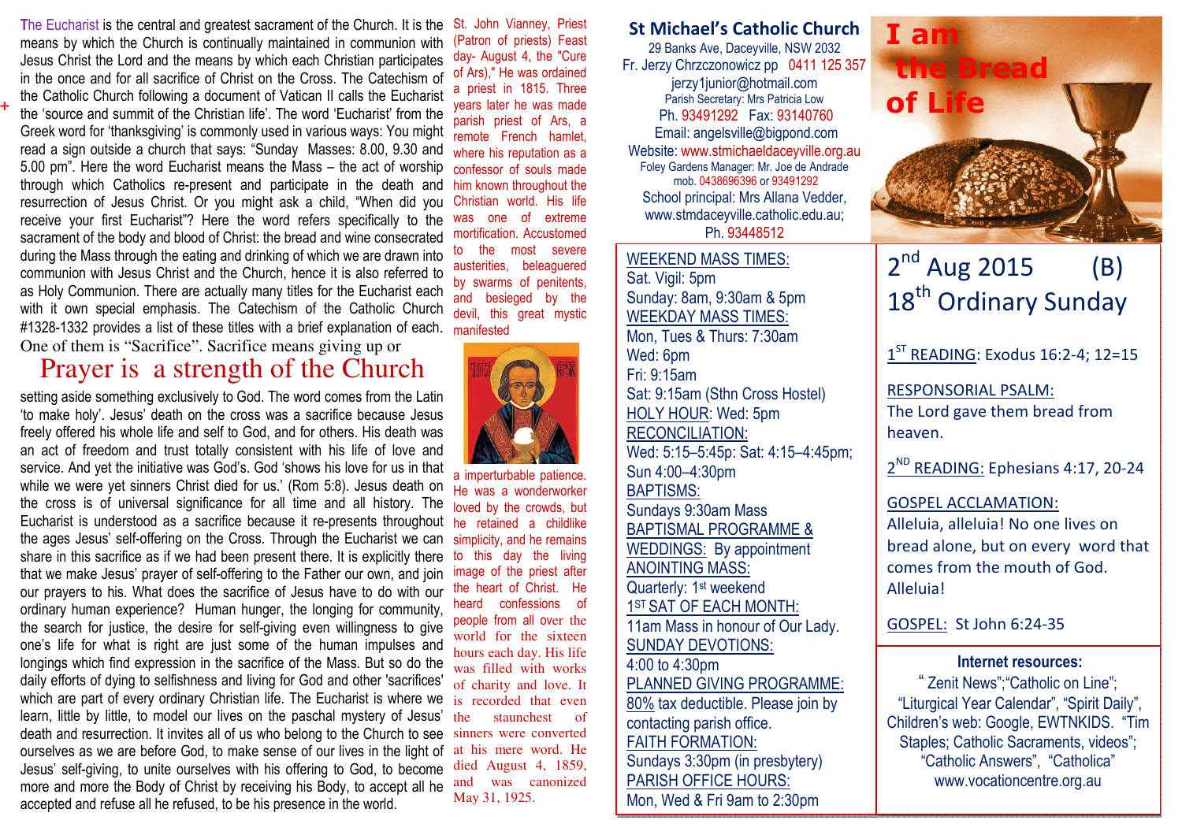The Eucharist is the central and greatest sacrament of the Church. It is the means by which the Church is continually maintained in communion with Jesus Christ the Lord and the means by which each Christian participates in the once and for all sacrifice of Christ on the Cross. The Catechism of the Catholic Church following a document of Vatican II calls the Eucharist the 'source and summit of the Christian life'. The word 'Eucharist' from the Greek word for 'thanksgiving' is commonly used in various ways: You might read a sign outside a church that says: "Sunday Masses: 8.00, 9.30 and 5.00 pm". Here the word Eucharist means the Mass – the act of worship through which Catholics re-present and participate in the death and resurrection of Jesus Christ. Or you might ask a child, "When did you receive your first Eucharist"? Here the word refers specifically to the sacrament of the body and blood of Christ: the bread and wine consecrated during the Mass through the eating and drinking of which we are drawn into communion with Jesus Christ and the Church, hence it is also referred to as Holy Communion. There are actually many titles for the Eucharist each with it own special emphasis. The Catechism of the Catholic Church #1328-1332 provides a list of these titles with a brief explanation of each. One of them is "Sacrifice". Sacrifice means giving up or

# Prayer is a strength of the Church

setting aside something exclusively to God. The word comes from the Latin 'to make holy'. Jesus' death on the cross was a sacrifice because Jesus freely offered his whole life and self to God, and for others. His death was an act of freedom and trust totally consistent with his life of love and service. And yet the initiative was God's. God 'shows his love for us in that while we were yet sinners Christ died for us.' (Rom 5:8). Jesus death on the cross is of universal significance for all time and all history. The Eucharist is understood as a sacrifice because it re-presents throughout the ages Jesus' self-offering on the Cross. Through the Eucharist we can share in this sacrifice as if we had been present there. It is explicitly there that we make Jesus' prayer of self-offering to the Father our own, and join our prayers to his. What does the sacrifice of Jesus have to do with our ordinary human experience? Human hunger, the longing for community, the search for justice, the desire for self-giving even willingness to give one's life for what is right are just some of the human impulses and longings which find expression in the sacrifice of the Mass. But so do the daily efforts of dying to selfishness and living for God and other 'sacrifices' which are part of every ordinary Christian life. The Eucharist is where we learn, little by little, to model our lives on the paschal mystery of Jesus' death and resurrection. It invites all of us who belong to the Church to see ourselves as we are before God, to make sense of our lives in the light of Jesus' self-giving, to unite ourselves with his offering to God, to become more and more the Body of Christ by receiving his Body, to accept all he accepted and refuse all he refused, to be his presence in the world.

St. John Vianney, Priest (Patron of priests) Feast day- August 4, the "Cure of Ars)," He was ordained a priest in 1815. Three years later he was made parish priest of Ars, a remote French hamlet, where his reputation as a confessor of souls made him known throughout the Christian world. His life was one of extreme mortification. Accustomed to the most severe austerities, beleaguered by swarms of penitents, and besieged by the devil, this great mystic manifested a imperturbable patience. He was a wonderworker loved by the crowds, but he retained a childlike simplicity, and he remains to this day the living image of the priest after the heart of Christ. He heard confessions of people from all over the world for the sixteen hours each day. His life was filled with works of charity and love. It is recorded that even the staunchest of sinners were converted at his mere word. He died August 4, 1859, and was canonized May 31, 1925.

## St Michael's Catholic Church

29 Banks Ave, Daceyville, NSW 2032
Fr. Jerzy Chrzczonowicz pp 0411 125 357
jerzy1junior@hotmail.com
Parish Secretary: Mrs Patricia Low
Ph. 93491292 Fax: 93140760
Email: angelsville@bigpond.com
Website: www.stmichaeldaceyville.org.au
Foley Gardens Manager: Mr. Joe de Andrade
mob. 0438696396 or 93491292
School principal: Mrs Allana Vedder,
www.stmdaceyville.catholic.edu.au;
Ph. 93448512

# I am the Bread of Life

WEEKEND MASS TIMES:
Sat. Vigil: 5pm
Sunday: 8am, 9:30am & 5pm

WEEKDAY MASS TIMES:
Mon, Tues & Thurs: 7:30am
Wed: 6pm
Fri: 9:15am
Sat: 9:15am (Sthn Cross Hostel)

HOLY HOUR: Wed: 5pm

RECONCILIATION:
Wed: 5:15–5:45p: Sat: 4:15–4:45pm;
Sun 4:00–4:30pm

BAPTISMS:
Sundays 9:30am Mass

BAPTISMAL PROGRAMME & WEDDINGS: By appointment

ANOINTING MASS:
Quarterly: 1st weekend

1ST SAT OF EACH MONTH:
11am Mass in honour of Our Lady.

SUNDAY DEVOTIONS:
4:00 to 4:30pm

PLANNED GIVING PROGRAMME:
80% tax deductible. Please join by contacting parish office.

FAITH FORMATION:
Sundays 3:30pm (in presbytery)

PARISH OFFICE HOURS:
Mon, Wed & Fri 9am to 2:30pm

## 2nd Aug 2015 (B)
## 18th Ordinary Sunday

1ST READING: Exodus 16:2-4; 12=15

RESPONSORIAL PSALM:
The Lord gave them bread from heaven.

2ND READING: Ephesians 4:17, 20-24

GOSPEL ACCLAMATION:
Alleluia, alleluia! No one lives on bread alone, but on every word that comes from the mouth of God. Alleluia!

GOSPEL: St John 6:24-35

**Internet resources:**
" Zenit News";"Catholic on Line"; "Liturgical Year Calendar", "Spirit Daily", Children's web: Google, EWTNKIDS. "Tim Staples; Catholic Sacraments, videos"; "Catholic Answers", "Catholica" www.vocationcentre.org.au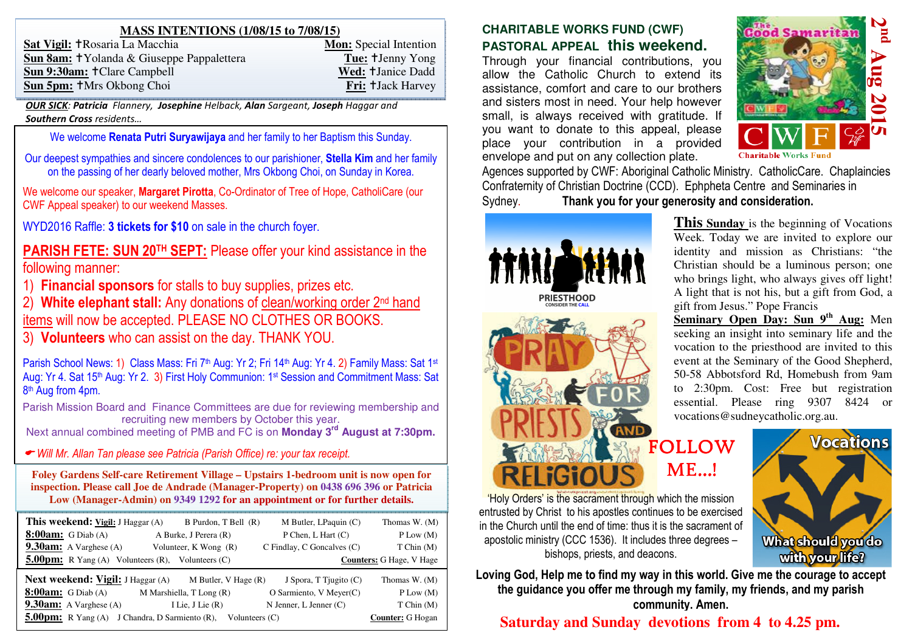## MASS INTENTIONS (1/08/15 to 7/08/15)

| | |
|---|---|
| **Sat Vigil:** †Rosaria La Macchia | **Mon:** Special Intention |
| **Sun 8am:** †Yolanda & Giuseppe Pappalettera | **Tue:** †Jenny Yong |
| **Sun 9:30am:** †Clare Campbell | **Wed:** †Janice Dadd |
| **Sun 5pm:** †Mrs Okbong Choi | **Fri:** †Jack Harvey |

***OUR SICK**: **Patricia** Flannery, **Josephine** Helback, **Alan** Sargeant, **Joseph** Haggar and **Southern Cross** residents…*

We welcome **Renata Putri Suryawijaya** and her family to her Baptism this Sunday.

Our deepest sympathies and sincere condolences to our parishioner, **Stella Kim** and her family on the passing of her dearly beloved mother, Mrs Okbong Choi, on Sunday in Korea.

We welcome our speaker, **Margaret Pirotta**, Co-Ordinator of Tree of Hope, CatholiCare (our CWF Appeal speaker) to our weekend Masses.

WYD2016 Raffle: **3 tickets for $10** on sale in the church foyer.

**PARISH FETE: SUN 20TH SEPT:** Please offer your kind assistance in the following manner:

1) **Financial sponsors** for stalls to buy supplies, prizes etc.
2) **White elephant stall:** Any donations of clean/working order 2nd hand items will now be accepted. PLEASE NO CLOTHES OR BOOKS.
3) **Volunteers** who can assist on the day. THANK YOU.

Parish School News: 1) Class Mass: Fri 7th Aug: Yr 2; Fri 14th Aug: Yr 4. 2) Family Mass: Sat 1st Aug: Yr 4. Sat 15th Aug: Yr 2. 3) First Holy Communion: 1st Session and Commitment Mass: Sat 8th Aug from 4pm.

Parish Mission Board and Finance Committees are due for reviewing membership and recruiting new members by October this year.
Next annual combined meeting of PMB and FC is on **Monday 3rd August at 7:30pm.**

☛ *Will Mr. Allan Tan please see Patricia (Parish Office) re: your tax receipt.*

**Foley Gardens Self-care Retirement Village – Upstairs 1-bedroom unit is now open for inspection. Please call Joe de Andrade (Manager-Property) on 0438 696 396 or Patricia Low (Manager-Admin) on 9349 1292 for an appointment or for further details.**

| | | | | |
|---|---|---|---|---|
| **This weekend: Vigil:** | J Haggar (A) | B Purdon, T Bell (R) | M Butler, LPaquin (C) | Thomas W. (M) |
| **8:00am:** | G Diab (A) | A Burke, J Perera (R) | P Chen, L Hart (C) | P Low (M) |
| **9.30am:** | A Varghese (A) | Volunteer, K Wong (R) | C Findlay, C Goncalves (C) | T Chin (M) |
| **5.00pm:** | R Yang (A) | Volunteers (R), | Volunteers (C) | **Counters:** G Hage, V Hage |

| | | | | |
|---|---|---|---|---|
| **Next weekend: Vigil:** | J Haggar (A) | M Butler, V Hage (R) | J Spora, T Tjugito (C) | Thomas W. (M) |
| **8:00am:** | G Diab (A) | M Marshiella, T Long (R) | O Sarmiento, V Meyer(C) | P Low (M) |
| **9.30am:** | A Varghese (A) | I Lie, J Lie (R) | N Jenner, L Jenner (C) | T Chin (M) |
| **5.00pm:** | R Yang (A) | J Chandra, D Sarmiento (R), | Volunteers (C) | **Counter:** G Hogan |

## CHARITABLE WORKS FUND (CWF) PASTORAL APPEAL this weekend.

**2nd Aug 2015**

Through your financial contributions, you allow the Catholic Church to extend its assistance, comfort and care to our brothers and sisters most in need. Your help however small, is always received with gratitude. If you want to donate to this appeal, please place your contribution in a provided envelope and put on any collection plate.

Agencies supported by CWF: Aboriginal Catholic Ministry. CatholiCare. Chaplaincies Confraternity of Christian Doctrine (CCD). Ephpheta Centre and Seminaries in Sydney. **Thank you for your generosity and consideration.**

**This Sunday** is the beginning of Vocations Week. Today we are invited to explore our identity and mission as Christians: "the Christian should be a luminous person; one who brings light, who always gives off light! A light that is not his, but a gift from God, a gift from Jesus." Pope Francis

**Seminary Open Day: Sun 9th Aug:** Men seeking an insight into seminary life and the vocation to the priesthood are invited to this event at the Seminary of the Good Shepherd, 50-58 Abbotsford Rd, Homebush from 9am to 2:30pm. Cost: Free but registration essential. Please ring 9307 8424 or vocations@sudneycatholic.org.au.

FOLLOW ME...!

'Holy Orders' is the sacrament through which the mission entrusted by Christ to his apostles continues to be exercised in the Church until the end of time: thus it is the sacrament of apostolic ministry (CCC 1536). It includes three degrees – bishops, priests, and deacons.

**Loving God, Help me to find my way in this world. Give me the courage to accept the guidance you offer me through my family, my friends, and my parish community. Amen.**

**Saturday and Sunday devotions from 4 to 4.25 pm.**